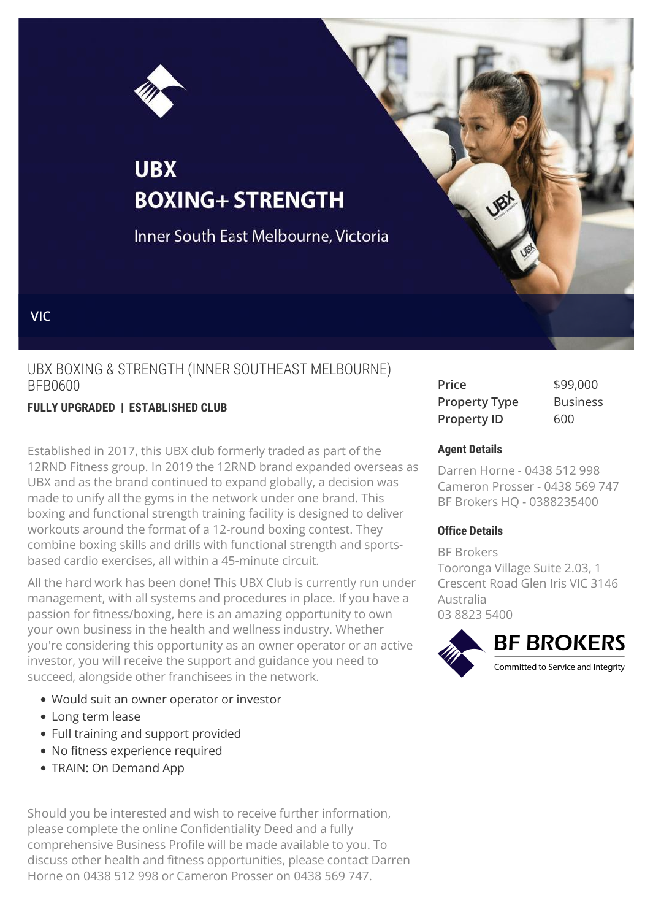# UBX
# BOXING+ STRENGTH

Inner South East Melbourne, Victoria

VIC

## UBX BOXING & STRENGTH (INNER SOUTHEAST MELBOURNE) BFB0600

**FULLY UPGRADED | ESTABLISHED CLUB**

| | |
|---|---|
| **Price** | $99,000 |
| **Property Type** | Business |
| **Property ID** | 600 |

### Agent Details

Darren Horne - 0438 512 998
Cameron Prosser - 0438 569 747
BF Brokers HQ - 0388235400

### Office Details

BF Brokers
Tooronga Village Suite 2.03, 1 Crescent Road Glen Iris VIC 3146 Australia
03 8823 5400

BF BROKERS
Committed to Service and Integrity

Established in 2017, this UBX club formerly traded as part of the 12RND Fitness group. In 2019 the 12RND brand expanded overseas as UBX and as the brand continued to expand globally, a decision was made to unify all the gyms in the network under one brand. This boxing and functional strength training facility is designed to deliver workouts around the format of a 12-round boxing contest. They combine boxing skills and drills with functional strength and sports-based cardio exercises, all within a 45-minute circuit.

All the hard work has been done! This UBX Club is currently run under management, with all systems and procedures in place. If you have a passion for fitness/boxing, here is an amazing opportunity to own your own business in the health and wellness industry. Whether you're considering this opportunity as an owner operator or an active investor, you will receive the support and guidance you need to succeed, alongside other franchisees in the network.

- Would suit an owner operator or investor
- Long term lease
- Full training and support provided
- No fitness experience required
- TRAIN: On Demand App

Should you be interested and wish to receive further information, please complete the online Confidentiality Deed and a fully comprehensive Business Profile will be made available to you. To discuss other health and fitness opportunities, please contact Darren Horne on 0438 512 998 or Cameron Prosser on 0438 569 747.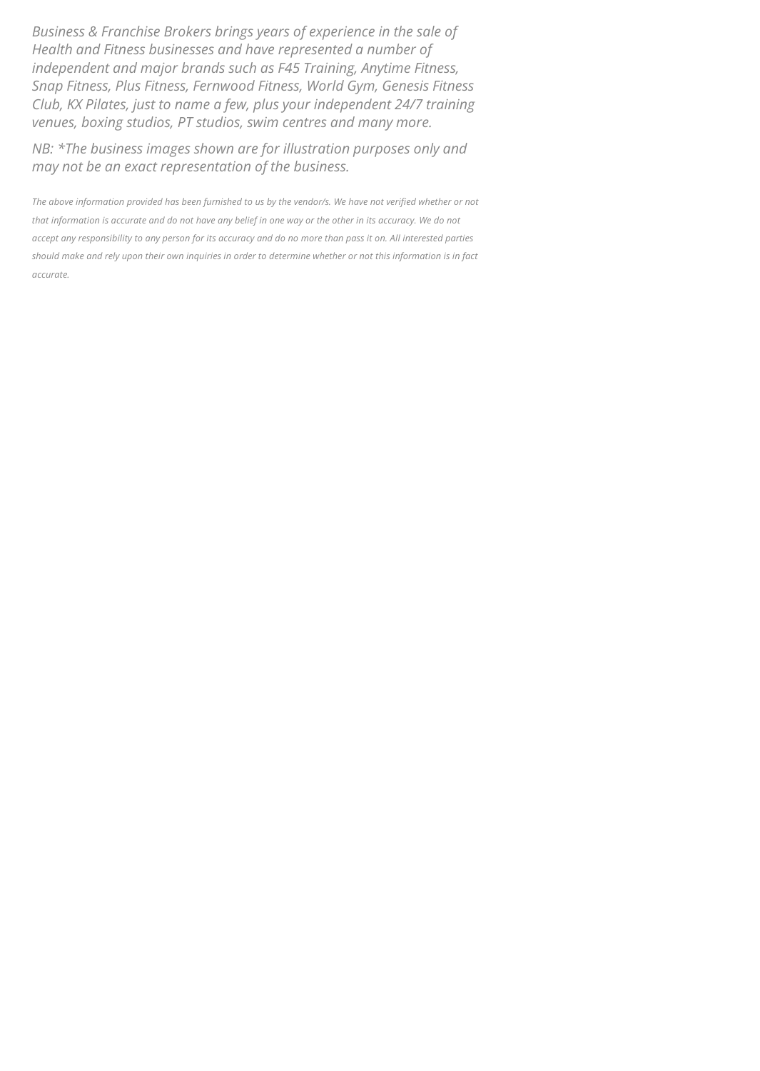*Business & Franchise Brokers brings years of experience in the sale of Health and Fitness businesses and have represented a number of independent and major brands such as F45 Training, Anytime Fitness, Snap Fitness, Plus Fitness, Fernwood Fitness, World Gym, Genesis Fitness Club, KX Pilates, just to name a few, plus your independent 24/7 training venues, boxing studios, PT studios, swim centres and many more.*

*NB: *The business images shown are for illustration purposes only and may not be an exact representation of the business.*

*The above information provided has been furnished to us by the vendor/s. We have not verified whether or not that information is accurate and do not have any belief in one way or the other in its accuracy. We do not accept any responsibility to any person for its accuracy and do no more than pass it on. All interested parties should make and rely upon their own inquiries in order to determine whether or not this information is in fact accurate.*